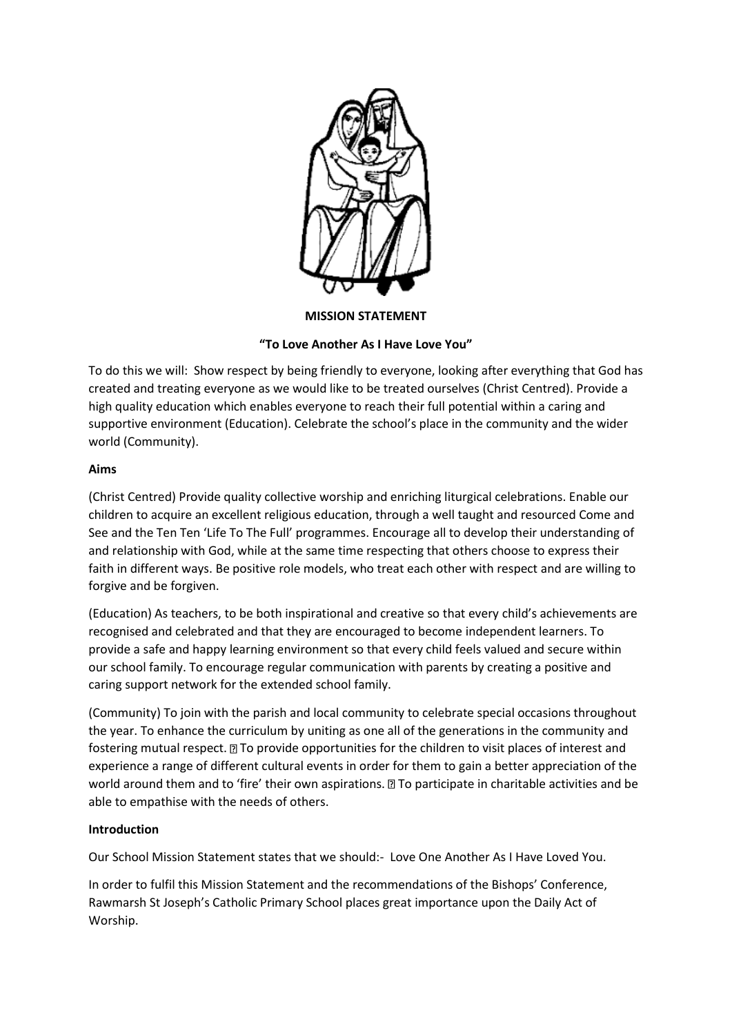**MISSION STATEMENT**

**"To Love Another As I Have Love You"**

To do this we will: Show respect by being friendly to everyone, looking after everything that God has created and treating everyone as we would like to be treated ourselves (Christ Centred). Provide a high quality education which enables everyone to reach their full potential within a caring and supportive environment (Education). Celebrate the school's place in the community and the wider world (Community).

**Aims**

(Christ Centred) Provide quality collective worship and enriching liturgical celebrations. Enable our children to acquire an excellent religious education, through a well taught and resourced Come and See and the Ten Ten 'Life To The Full' programmes. Encourage all to develop their understanding of and relationship with God, while at the same time respecting that others choose to express their faith in different ways. Be positive role models, who treat each other with respect and are willing to forgive and be forgiven.

(Education) As teachers, to be both inspirational and creative so that every child's achievements are recognised and celebrated and that they are encouraged to become independent learners. To provide a safe and happy learning environment so that every child feels valued and secure within our school family. To encourage regular communication with parents by creating a positive and caring support network for the extended school family.

(Community) To join with the parish and local community to celebrate special occasions throughout the year. To enhance the curriculum by uniting as one all of the generations in the community and fostering mutual respect.  To provide opportunities for the children to visit places of interest and experience a range of different cultural events in order for them to gain a better appreciation of the world around them and to 'fire' their own aspirations.  To participate in charitable activities and be able to empathise with the needs of others.

**Introduction**

Our School Mission Statement states that we should:- Love One Another As I Have Loved You.

In order to fulfil this Mission Statement and the recommendations of the Bishops' Conference, Rawmarsh St Joseph's Catholic Primary School places great importance upon the Daily Act of Worship.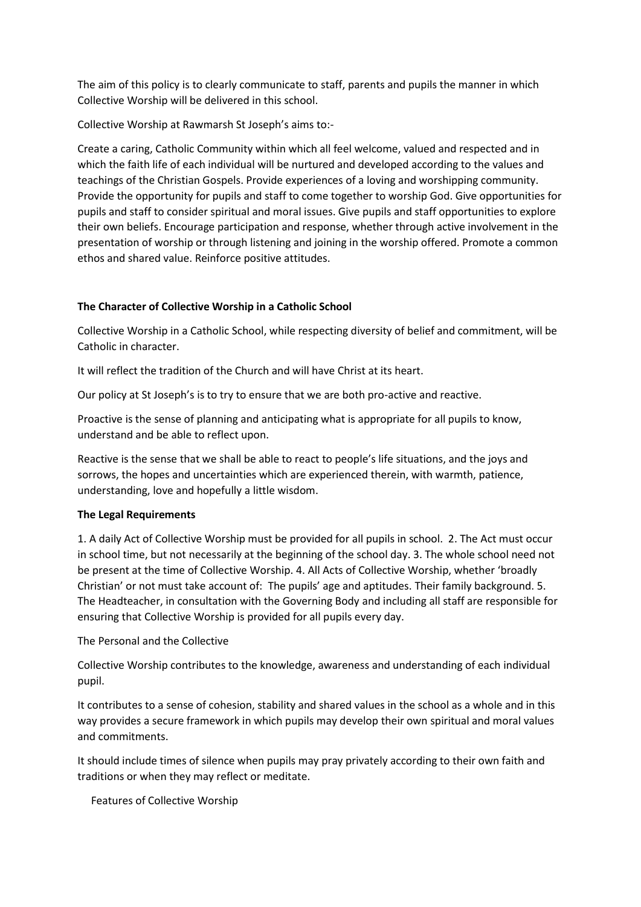The aim of this policy is to clearly communicate to staff, parents and pupils the manner in which Collective Worship will be delivered in this school.

Collective Worship at Rawmarsh St Joseph's aims to:-

Create a caring, Catholic Community within which all feel welcome, valued and respected and in which the faith life of each individual will be nurtured and developed according to the values and teachings of the Christian Gospels. Provide experiences of a loving and worshipping community. Provide the opportunity for pupils and staff to come together to worship God. Give opportunities for pupils and staff to consider spiritual and moral issues. Give pupils and staff opportunities to explore their own beliefs. Encourage participation and response, whether through active involvement in the presentation of worship or through listening and joining in the worship offered. Promote a common ethos and shared value. Reinforce positive attitudes.

**The Character of Collective Worship in a Catholic School**

Collective Worship in a Catholic School, while respecting diversity of belief and commitment, will be Catholic in character.

It will reflect the tradition of the Church and will have Christ at its heart.

Our policy at St Joseph's is to try to ensure that we are both pro-active and reactive.

Proactive is the sense of planning and anticipating what is appropriate for all pupils to know, understand and be able to reflect upon.

Reactive is the sense that we shall be able to react to people's life situations, and the joys and sorrows, the hopes and uncertainties which are experienced therein, with warmth, patience, understanding, love and hopefully a little wisdom.

**The Legal Requirements**

1. A daily Act of Collective Worship must be provided for all pupils in school. 2. The Act must occur in school time, but not necessarily at the beginning of the school day. 3. The whole school need not be present at the time of Collective Worship. 4. All Acts of Collective Worship, whether 'broadly Christian' or not must take account of: The pupils' age and aptitudes. Their family background. 5. The Headteacher, in consultation with the Governing Body and including all staff are responsible for ensuring that Collective Worship is provided for all pupils every day.

The Personal and the Collective

Collective Worship contributes to the knowledge, awareness and understanding of each individual pupil.

It contributes to a sense of cohesion, stability and shared values in the school as a whole and in this way provides a secure framework in which pupils may develop their own spiritual and moral values and commitments.

It should include times of silence when pupils may pray privately according to their own faith and traditions or when they may reflect or meditate.

Features of Collective Worship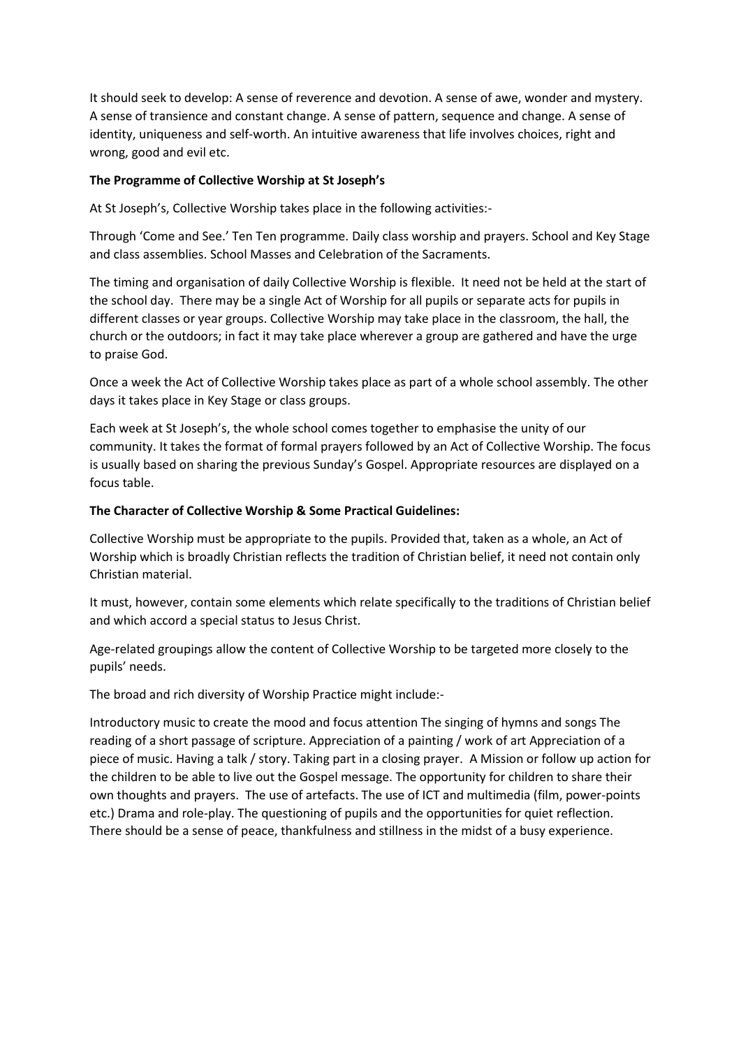It should seek to develop: A sense of reverence and devotion. A sense of awe, wonder and mystery. A sense of transience and constant change. A sense of pattern, sequence and change. A sense of identity, uniqueness and self-worth. An intuitive awareness that life involves choices, right and wrong, good and evil etc.

**The Programme of Collective Worship at St Joseph's**

At St Joseph's, Collective Worship takes place in the following activities:-

Through 'Come and See.' Ten Ten programme. Daily class worship and prayers. School and Key Stage and class assemblies. School Masses and Celebration of the Sacraments.

The timing and organisation of daily Collective Worship is flexible. It need not be held at the start of the school day. There may be a single Act of Worship for all pupils or separate acts for pupils in different classes or year groups. Collective Worship may take place in the classroom, the hall, the church or the outdoors; in fact it may take place wherever a group are gathered and have the urge to praise God.

Once a week the Act of Collective Worship takes place as part of a whole school assembly. The other days it takes place in Key Stage or class groups.

Each week at St Joseph's, the whole school comes together to emphasise the unity of our community. It takes the format of formal prayers followed by an Act of Collective Worship. The focus is usually based on sharing the previous Sunday's Gospel. Appropriate resources are displayed on a focus table.

**The Character of Collective Worship & Some Practical Guidelines:**

Collective Worship must be appropriate to the pupils. Provided that, taken as a whole, an Act of Worship which is broadly Christian reflects the tradition of Christian belief, it need not contain only Christian material.

It must, however, contain some elements which relate specifically to the traditions of Christian belief and which accord a special status to Jesus Christ.

Age-related groupings allow the content of Collective Worship to be targeted more closely to the pupils' needs.

The broad and rich diversity of Worship Practice might include:-

Introductory music to create the mood and focus attention The singing of hymns and songs The reading of a short passage of scripture. Appreciation of a painting / work of art Appreciation of a piece of music. Having a talk / story. Taking part in a closing prayer. A Mission or follow up action for the children to be able to live out the Gospel message. The opportunity for children to share their own thoughts and prayers. The use of artefacts. The use of ICT and multimedia (film, power-points etc.) Drama and role-play. The questioning of pupils and the opportunities for quiet reflection. There should be a sense of peace, thankfulness and stillness in the midst of a busy experience.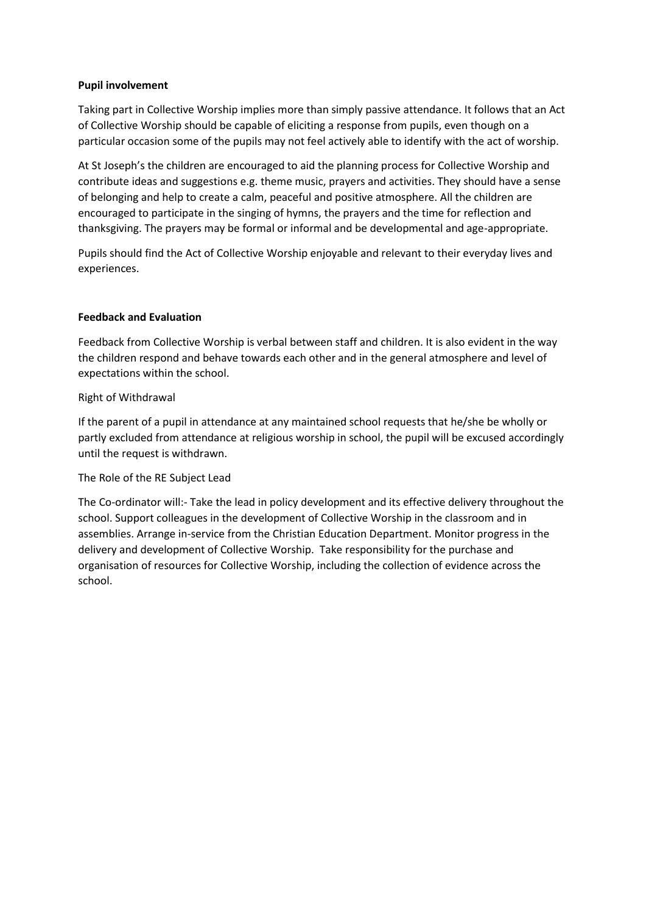**Pupil involvement**

Taking part in Collective Worship implies more than simply passive attendance. It follows that an Act of Collective Worship should be capable of eliciting a response from pupils, even though on a particular occasion some of the pupils may not feel actively able to identify with the act of worship.

At St Joseph's the children are encouraged to aid the planning process for Collective Worship and contribute ideas and suggestions e.g. theme music, prayers and activities. They should have a sense of belonging and help to create a calm, peaceful and positive atmosphere. All the children are encouraged to participate in the singing of hymns, the prayers and the time for reflection and thanksgiving. The prayers may be formal or informal and be developmental and age-appropriate.

Pupils should find the Act of Collective Worship enjoyable and relevant to their everyday lives and experiences.

**Feedback and Evaluation**

Feedback from Collective Worship is verbal between staff and children. It is also evident in the way the children respond and behave towards each other and in the general atmosphere and level of expectations within the school.

Right of Withdrawal

If the parent of a pupil in attendance at any maintained school requests that he/she be wholly or partly excluded from attendance at religious worship in school, the pupil will be excused accordingly until the request is withdrawn.

The Role of the RE Subject Lead

The Co-ordinator will:- Take the lead in policy development and its effective delivery throughout the school. Support colleagues in the development of Collective Worship in the classroom and in assemblies. Arrange in-service from the Christian Education Department. Monitor progress in the delivery and development of Collective Worship. Take responsibility for the purchase and organisation of resources for Collective Worship, including the collection of evidence across the school.